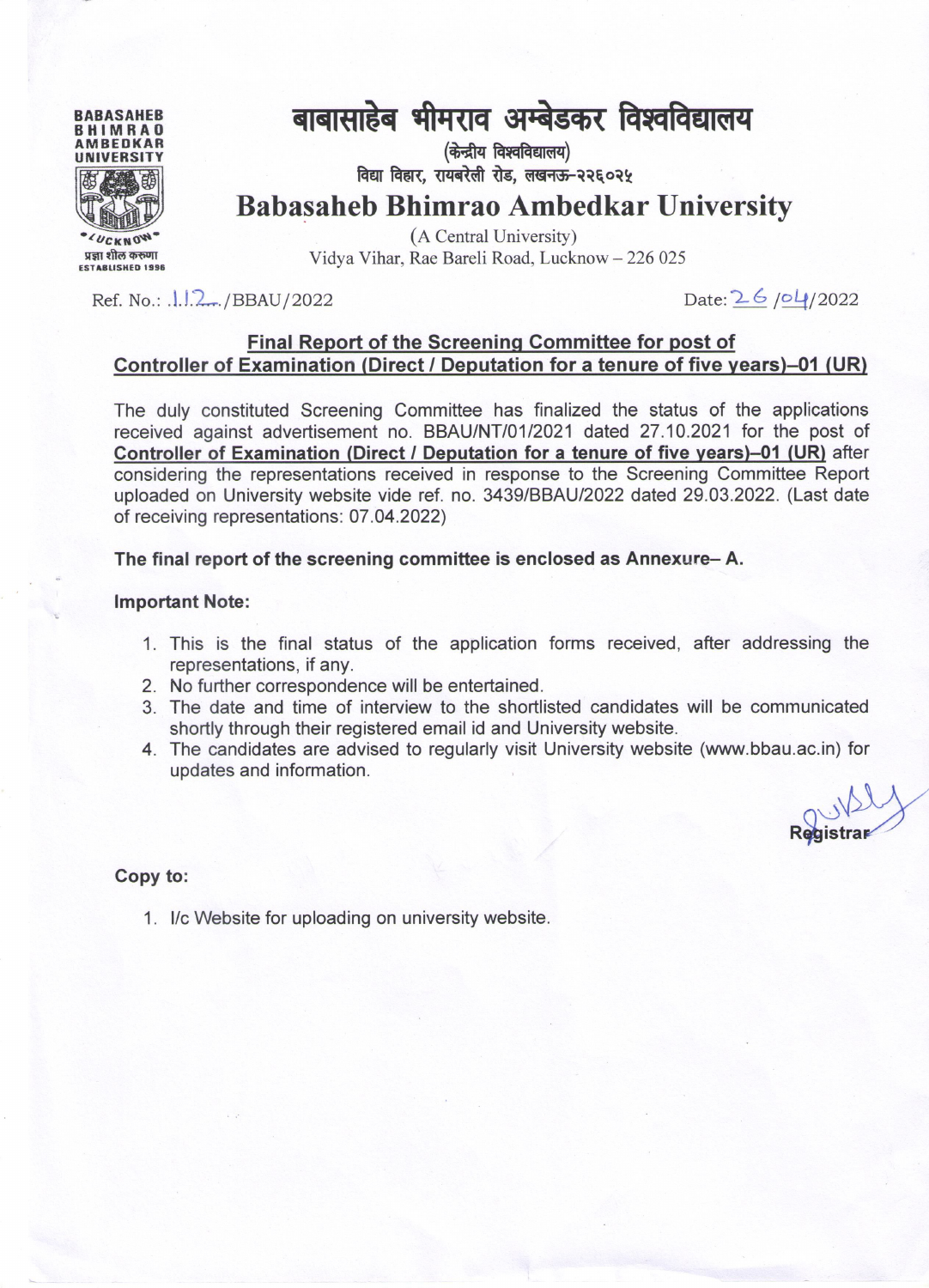BABASAHEB BHIMRAO AMBEDKAR UNIVERSITY

•LUCKNOW•

प्रज्ञा शील करुणा

ESTABLISHED 1996

# बाबासाहेब भीमराव अम्बेडकर विश्वविद्यालय

(केन्द्रीय विश्वविद्यालय)

विद्या विहार, रायबरेली रोड, लखनऊ-२२६०२५

# Babasaheb Bhimrao Ambedkar University

(A Central University)

Vidya Vihar, Rae Bareli Road, Lucknow – 226 025

Ref. No.: 112/BBAU/2022 Date: 26/04/2022

## Final Report of the Screening Committee for post of Controller of Examination (Direct / Deputation for a tenure of five years)–01 (UR)

The duly constituted Screening Committee has finalized the status of the applications received against advertisement no. BBAU/NT/01/2021 dated 27.10.2021 for the post of **Controller of Examination (Direct / Deputation for a tenure of five years)–01 (UR)** after considering the representations received in response to the Screening Committee Report uploaded on University website vide ref. no. 3439/BBAU/2022 dated 29.03.2022. (Last date of receiving representations: 07.04.2022)

**The final report of the screening committee is enclosed as Annexure– A.**

**Important Note:**

1. This is the final status of the application forms received, after addressing the representations, if any.
2. No further correspondence will be entertained.
3. The date and time of interview to the shortlisted candidates will be communicated shortly through their registered email id and University website.
4. The candidates are advised to regularly visit University website (www.bbau.ac.in) for updates and information.

**Registrar**

**Copy to:**

1. I/c Website for uploading on university website.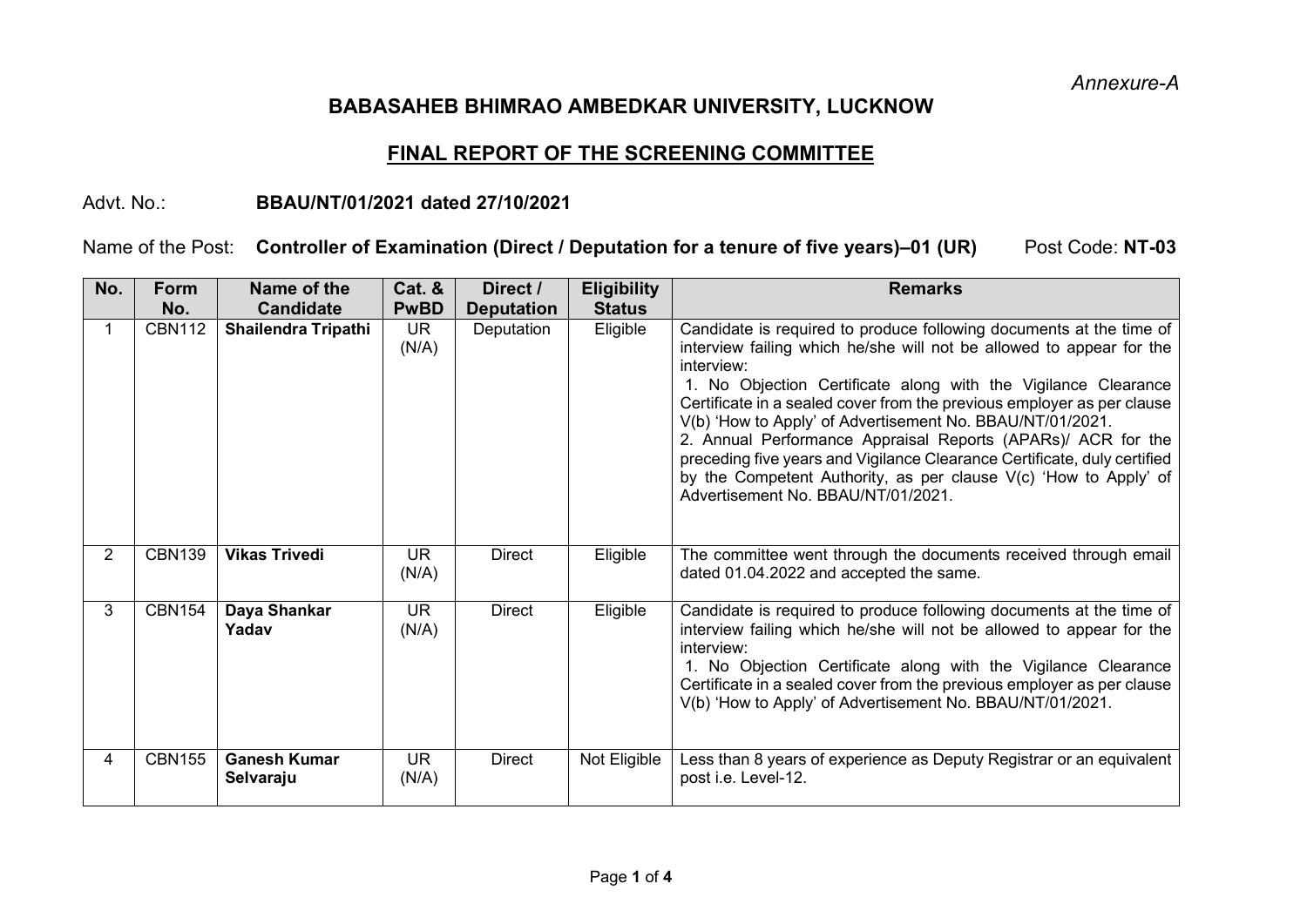*Annexure-A*

# BABASAHEB BHIMRAO AMBEDKAR UNIVERSITY, LUCKNOW

## FINAL REPORT OF THE SCREENING COMMITTEE

Advt. No.: **BBAU/NT/01/2021 dated 27/10/2021**

Name of the Post: **Controller of Examination (Direct / Deputation for a tenure of five years)–01 (UR)** Post Code: **NT-03**

| No. | Form No. | Name of the Candidate | Cat. & PwBD | Direct / Deputation | Eligibility Status | Remarks |
|---|---|---|---|---|---|---|
| 1 | CBN112 | **Shailendra Tripathi** | UR (N/A) | Deputation | Eligible | Candidate is required to produce following documents at the time of interview failing which he/she will not be allowed to appear for the interview:<br>1. No Objection Certificate along with the Vigilance Clearance Certificate in a sealed cover from the previous employer as per clause V(b) 'How to Apply' of Advertisement No. BBAU/NT/01/2021.<br>2. Annual Performance Appraisal Reports (APARs)/ ACR for the preceding five years and Vigilance Clearance Certificate, duly certified by the Competent Authority, as per clause V(c) 'How to Apply' of Advertisement No. BBAU/NT/01/2021. |
| 2 | CBN139 | **Vikas Trivedi** | UR (N/A) | Direct | Eligible | The committee went through the documents received through email dated 01.04.2022 and accepted the same. |
| 3 | CBN154 | **Daya Shankar Yadav** | UR (N/A) | Direct | Eligible | Candidate is required to produce following documents at the time of interview failing which he/she will not be allowed to appear for the interview:<br>1. No Objection Certificate along with the Vigilance Clearance Certificate in a sealed cover from the previous employer as per clause V(b) 'How to Apply' of Advertisement No. BBAU/NT/01/2021. |
| 4 | CBN155 | **Ganesh Kumar Selvaraju** | UR (N/A) | Direct | Not Eligible | Less than 8 years of experience as Deputy Registrar or an equivalent post i.e. Level-12. |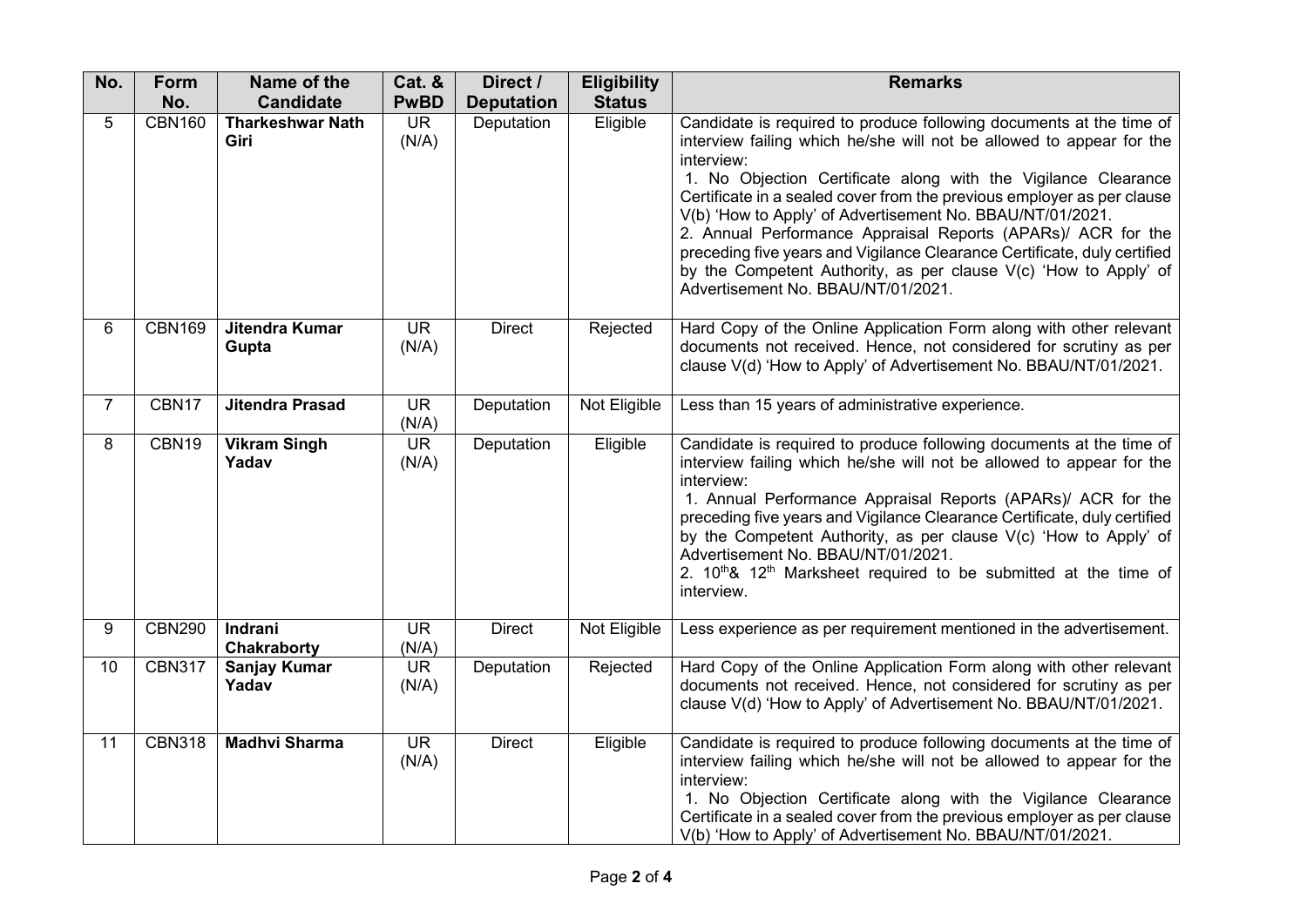| No. | Form No. | Name of the Candidate | Cat. & PwBD | Direct / Deputation | Eligibility Status | Remarks |
|---|---|---|---|---|---|---|
| 5 | CBN160 | **Tharkeshwar Nath Giri** | UR (N/A) | Deputation | Eligible | Candidate is required to produce following documents at the time of interview failing which he/she will not be allowed to appear for the interview:<br>1. No Objection Certificate along with the Vigilance Clearance Certificate in a sealed cover from the previous employer as per clause V(b) 'How to Apply' of Advertisement No. BBAU/NT/01/2021.<br>2. Annual Performance Appraisal Reports (APARs)/ ACR for the preceding five years and Vigilance Clearance Certificate, duly certified by the Competent Authority, as per clause V(c) 'How to Apply' of Advertisement No. BBAU/NT/01/2021. |
| 6 | CBN169 | **Jitendra Kumar Gupta** | UR (N/A) | Direct | Rejected | Hard Copy of the Online Application Form along with other relevant documents not received. Hence, not considered for scrutiny as per clause V(d) 'How to Apply' of Advertisement No. BBAU/NT/01/2021. |
| 7 | CBN17 | **Jitendra Prasad** | UR (N/A) | Deputation | Not Eligible | Less than 15 years of administrative experience. |
| 8 | CBN19 | **Vikram Singh Yadav** | UR (N/A) | Deputation | Eligible | Candidate is required to produce following documents at the time of interview failing which he/she will not be allowed to appear for the interview:<br>1. Annual Performance Appraisal Reports (APARs)/ ACR for the preceding five years and Vigilance Clearance Certificate, duly certified by the Competent Authority, as per clause V(c) 'How to Apply' of Advertisement No. BBAU/NT/01/2021.<br>2. 10th& 12th Marksheet required to be submitted at the time of interview. |
| 9 | CBN290 | **Indrani Chakraborty** | UR (N/A) | Direct | Not Eligible | Less experience as per requirement mentioned in the advertisement. |
| 10 | CBN317 | **Sanjay Kumar Yadav** | UR (N/A) | Deputation | Rejected | Hard Copy of the Online Application Form along with other relevant documents not received. Hence, not considered for scrutiny as per clause V(d) 'How to Apply' of Advertisement No. BBAU/NT/01/2021. |
| 11 | CBN318 | **Madhvi Sharma** | UR (N/A) | Direct | Eligible | Candidate is required to produce following documents at the time of interview failing which he/she will not be allowed to appear for the interview:<br>1. No Objection Certificate along with the Vigilance Clearance Certificate in a sealed cover from the previous employer as per clause V(b) 'How to Apply' of Advertisement No. BBAU/NT/01/2021. |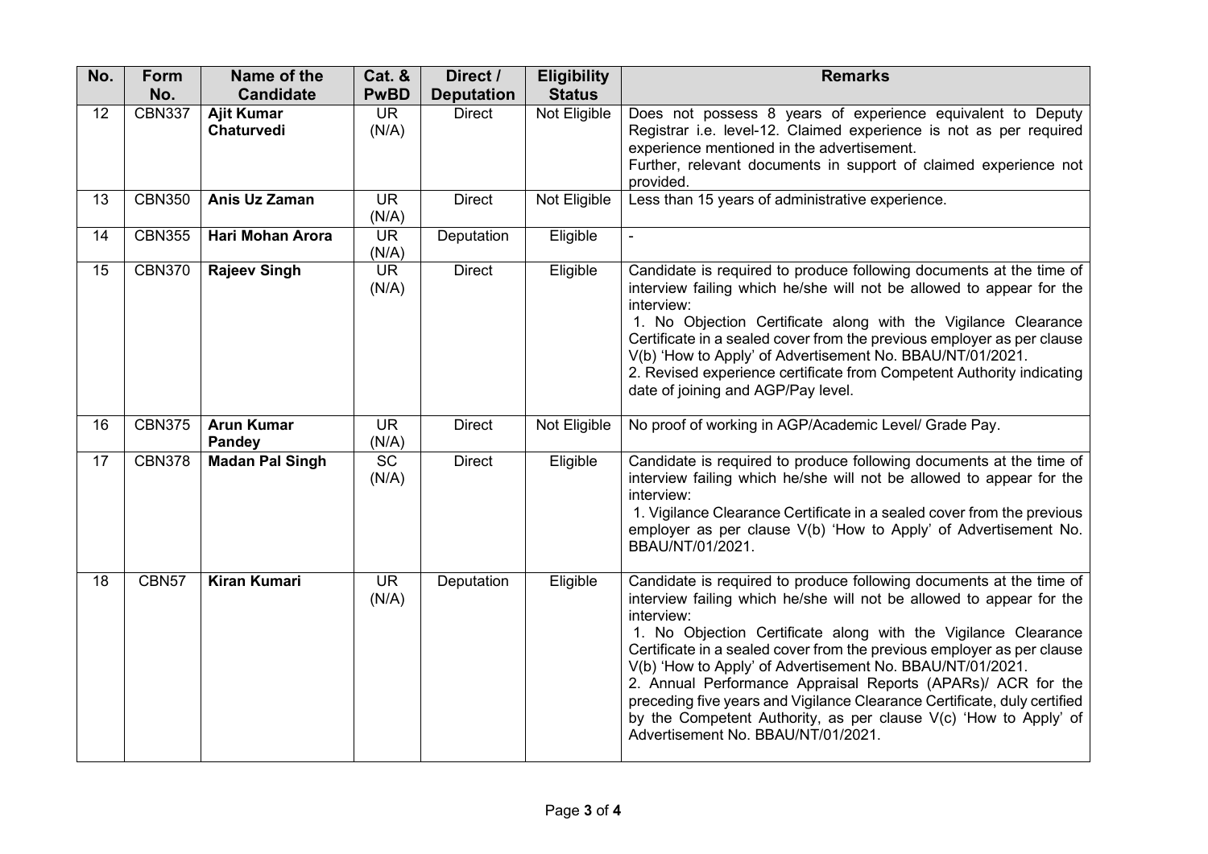| No. | Form No. | Name of the Candidate | Cat. & PwBD | Direct / Deputation | Eligibility Status | Remarks |
|---|---|---|---|---|---|---|
| 12 | CBN337 | **Ajit Kumar Chaturvedi** | UR (N/A) | Direct | Not Eligible | Does not possess 8 years of experience equivalent to Deputy Registrar i.e. level-12. Claimed experience is not as per required experience mentioned in the advertisement. Further, relevant documents in support of claimed experience not provided. |
| 13 | CBN350 | **Anis Uz Zaman** | UR (N/A) | Direct | Not Eligible | Less than 15 years of administrative experience. |
| 14 | CBN355 | **Hari Mohan Arora** | UR (N/A) | Deputation | Eligible | - |
| 15 | CBN370 | **Rajeev Singh** | UR (N/A) | Direct | Eligible | Candidate is required to produce following documents at the time of interview failing which he/she will not be allowed to appear for the interview: 1. No Objection Certificate along with the Vigilance Clearance Certificate in a sealed cover from the previous employer as per clause V(b) 'How to Apply' of Advertisement No. BBAU/NT/01/2021. 2. Revised experience certificate from Competent Authority indicating date of joining and AGP/Pay level. |
| 16 | CBN375 | **Arun Kumar Pandey** | UR (N/A) | Direct | Not Eligible | No proof of working in AGP/Academic Level/ Grade Pay. |
| 17 | CBN378 | **Madan Pal Singh** | SC (N/A) | Direct | Eligible | Candidate is required to produce following documents at the time of interview failing which he/she will not be allowed to appear for the interview: 1. Vigilance Clearance Certificate in a sealed cover from the previous employer as per clause V(b) 'How to Apply' of Advertisement No. BBAU/NT/01/2021. |
| 18 | CBN57 | **Kiran Kumari** | UR (N/A) | Deputation | Eligible | Candidate is required to produce following documents at the time of interview failing which he/she will not be allowed to appear for the interview: 1. No Objection Certificate along with the Vigilance Clearance Certificate in a sealed cover from the previous employer as per clause V(b) 'How to Apply' of Advertisement No. BBAU/NT/01/2021. 2. Annual Performance Appraisal Reports (APARs)/ ACR for the preceding five years and Vigilance Clearance Certificate, duly certified by the Competent Authority, as per clause V(c) 'How to Apply' of Advertisement No. BBAU/NT/01/2021. |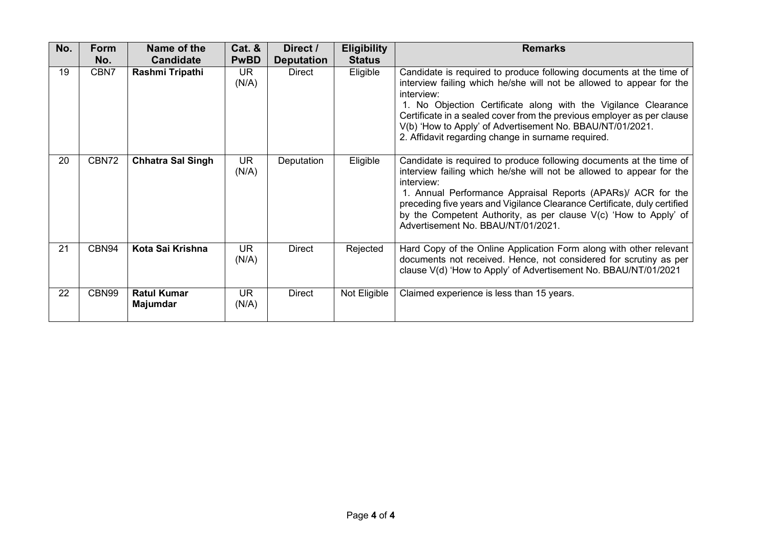| No. | Form No. | Name of the Candidate | Cat. & PwBD | Direct / Deputation | Eligibility Status | Remarks |
|---|---|---|---|---|---|---|
| 19 | CBN7 | **Rashmi Tripathi** | UR (N/A) | Direct | Eligible | Candidate is required to produce following documents at the time of interview failing which he/she will not be allowed to appear for the interview:<br>1. No Objection Certificate along with the Vigilance Clearance Certificate in a sealed cover from the previous employer as per clause V(b) 'How to Apply' of Advertisement No. BBAU/NT/01/2021.<br>2. Affidavit regarding change in surname required. |
| 20 | CBN72 | **Chhatra Sal Singh** | UR (N/A) | Deputation | Eligible | Candidate is required to produce following documents at the time of interview failing which he/she will not be allowed to appear for the interview:<br>1. Annual Performance Appraisal Reports (APARs)/ ACR for the preceding five years and Vigilance Clearance Certificate, duly certified by the Competent Authority, as per clause V(c) 'How to Apply' of Advertisement No. BBAU/NT/01/2021. |
| 21 | CBN94 | **Kota Sai Krishna** | UR (N/A) | Direct | Rejected | Hard Copy of the Online Application Form along with other relevant documents not received. Hence, not considered for scrutiny as per clause V(d) 'How to Apply' of Advertisement No. BBAU/NT/01/2021 |
| 22 | CBN99 | **Ratul Kumar Majumdar** | UR (N/A) | Direct | Not Eligible | Claimed experience is less than 15 years. |